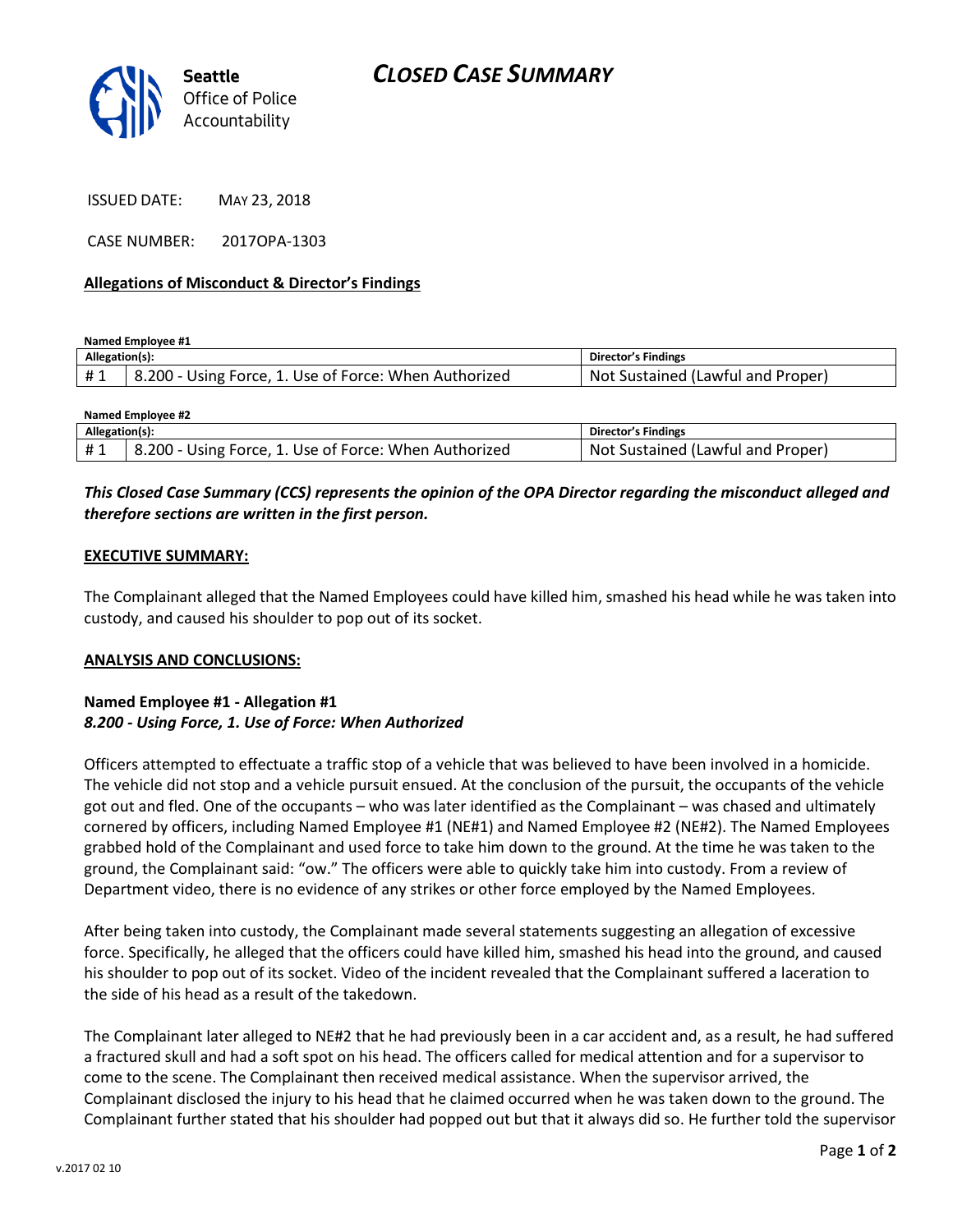# CLOSED CASE SUMMARY

**Seattle**
Office of Police
Accountability

ISSUED DATE: MAY 23, 2018

CASE NUMBER: 2017OPA-1303

## Allegations of Misconduct & Director's Findings

**Named Employee #1**

| Allegation(s): | | Director's Findings |
|---|---|---|
| # 1 | 8.200 - Using Force, 1. Use of Force: When Authorized | Not Sustained (Lawful and Proper) |

**Named Employee #2**

| Allegation(s): | | Director's Findings |
|---|---|---|
| # 1 | 8.200 - Using Force, 1. Use of Force: When Authorized | Not Sustained (Lawful and Proper) |

***This Closed Case Summary (CCS) represents the opinion of the OPA Director regarding the misconduct alleged and therefore sections are written in the first person.***

**EXECUTIVE SUMMARY:**

The Complainant alleged that the Named Employees could have killed him, smashed his head while he was taken into custody, and caused his shoulder to pop out of its socket.

**ANALYSIS AND CONCLUSIONS:**

**Named Employee #1 - Allegation #1**
***8.200 - Using Force, 1. Use of Force: When Authorized***

Officers attempted to effectuate a traffic stop of a vehicle that was believed to have been involved in a homicide. The vehicle did not stop and a vehicle pursuit ensued. At the conclusion of the pursuit, the occupants of the vehicle got out and fled. One of the occupants – who was later identified as the Complainant – was chased and ultimately cornered by officers, including Named Employee #1 (NE#1) and Named Employee #2 (NE#2). The Named Employees grabbed hold of the Complainant and used force to take him down to the ground. At the time he was taken to the ground, the Complainant said: "ow." The officers were able to quickly take him into custody. From a review of Department video, there is no evidence of any strikes or other force employed by the Named Employees.

After being taken into custody, the Complainant made several statements suggesting an allegation of excessive force. Specifically, he alleged that the officers could have killed him, smashed his head into the ground, and caused his shoulder to pop out of its socket. Video of the incident revealed that the Complainant suffered a laceration to the side of his head as a result of the takedown.

The Complainant later alleged to NE#2 that he had previously been in a car accident and, as a result, he had suffered a fractured skull and had a soft spot on his head. The officers called for medical attention and for a supervisor to come to the scene. The Complainant then received medical assistance. When the supervisor arrived, the Complainant disclosed the injury to his head that he claimed occurred when he was taken down to the ground. The Complainant further stated that his shoulder had popped out but that it always did so. He further told the supervisor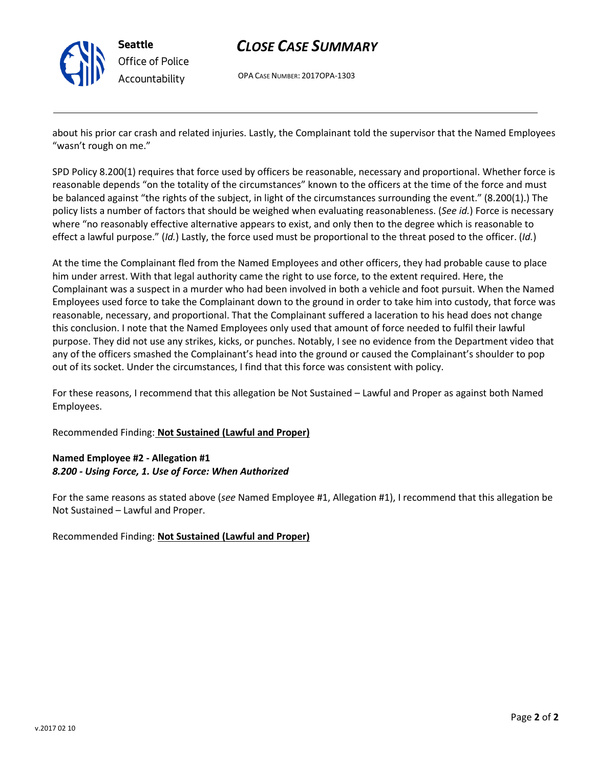about his prior car crash and related injuries. Lastly, the Complainant told the supervisor that the Named Employees "wasn't rough on me."

SPD Policy 8.200(1) requires that force used by officers be reasonable, necessary and proportional. Whether force is reasonable depends "on the totality of the circumstances" known to the officers at the time of the force and must be balanced against "the rights of the subject, in light of the circumstances surrounding the event." (8.200(1).) The policy lists a number of factors that should be weighed when evaluating reasonableness. (*See id.*) Force is necessary where "no reasonably effective alternative appears to exist, and only then to the degree which is reasonable to effect a lawful purpose." (*Id.*) Lastly, the force used must be proportional to the threat posed to the officer. (*Id.*)

At the time the Complainant fled from the Named Employees and other officers, they had probable cause to place him under arrest. With that legal authority came the right to use force, to the extent required. Here, the Complainant was a suspect in a murder who had been involved in both a vehicle and foot pursuit. When the Named Employees used force to take the Complainant down to the ground in order to take him into custody, that force was reasonable, necessary, and proportional. That the Complainant suffered a laceration to his head does not change this conclusion. I note that the Named Employees only used that amount of force needed to fulfil their lawful purpose. They did not use any strikes, kicks, or punches. Notably, I see no evidence from the Department video that any of the officers smashed the Complainant's head into the ground or caused the Complainant's shoulder to pop out of its socket. Under the circumstances, I find that this force was consistent with policy.

For these reasons, I recommend that this allegation be Not Sustained – Lawful and Proper as against both Named Employees.

Recommended Finding: **Not Sustained (Lawful and Proper)**

**Named Employee #2 - Allegation #1**
***8.200 - Using Force, 1. Use of Force: When Authorized***

For the same reasons as stated above (*see* Named Employee #1, Allegation #1), I recommend that this allegation be Not Sustained – Lawful and Proper.

Recommended Finding: **Not Sustained (Lawful and Proper)**